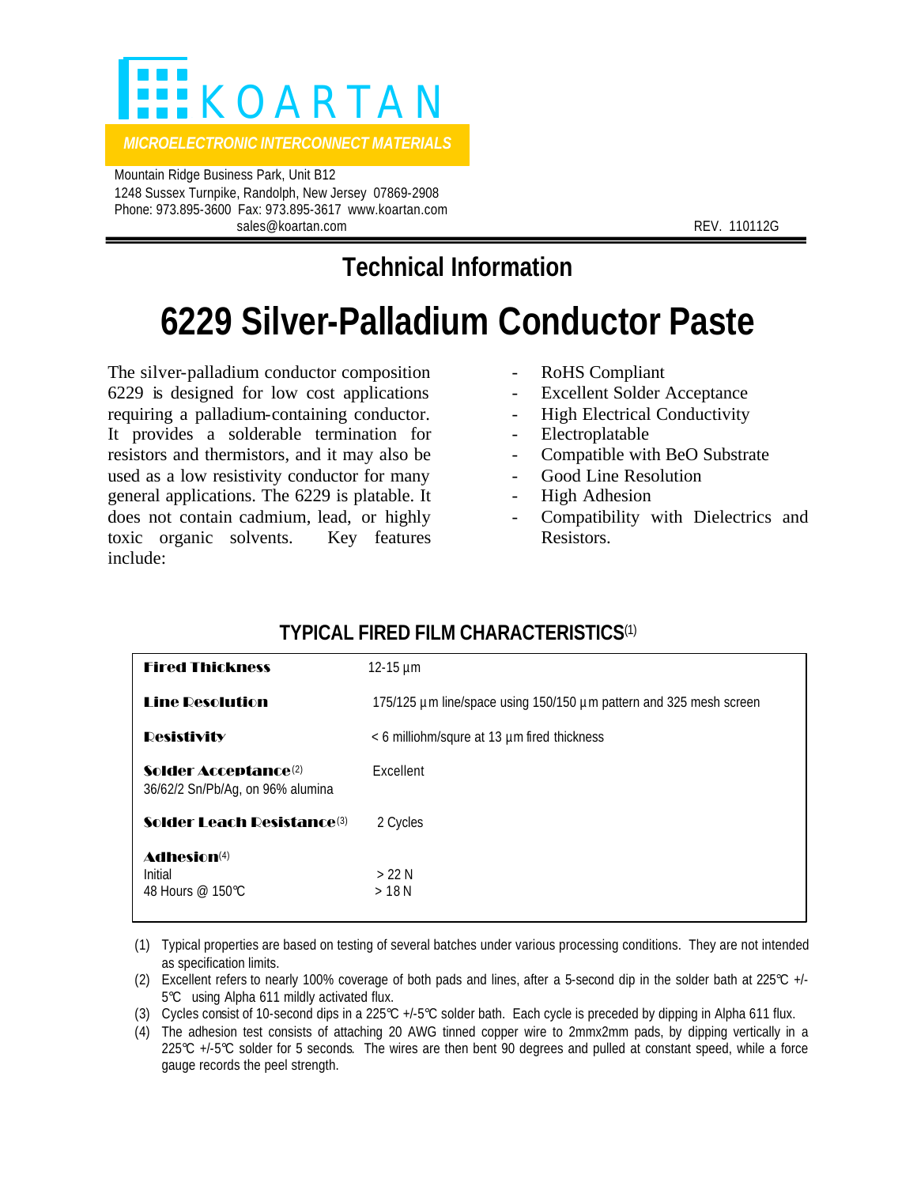# KOARTAN

*MICROELECTRONIC INTERCONNECT MATERIALS*

Mountain Ridge Business Park, Unit B12
1248 Sussex Turnpike, Randolph, New Jersey 07869-2908
Phone: 973.895-3600 Fax: 973.895-3617 www.koartan.com
sales@koartan.com

REV. 110112G

## Technical Information

# 6229 Silver-Palladium Conductor Paste

The silver-palladium conductor composition 6229 is designed for low cost applications requiring a palladium-containing conductor. It provides a solderable termination for resistors and thermistors, and it may also be used as a low resistivity conductor for many general applications. The 6229 is platable. It does not contain cadmium, lead, or highly toxic organic solvents. Key features include:

- RoHS Compliant
- Excellent Solder Acceptance
- High Electrical Conductivity
- Electroplatable
- Compatible with BeO Substrate
- Good Line Resolution
- High Adhesion
- Compatibility with Dielectrics and Resistors.

### TYPICAL FIRED FILM CHARACTERISTICS(1)

| Property | Value |
|---|---|
| **Fired Thickness** | 12-15 µm |
| **Line Resolution** | 175/125 µm line/space using 150/150 µm pattern and 325 mesh screen |
| **Resistivity** | < 6 milliohm/squre at 13 µm fired thickness |
| **Solder Acceptance**(2) 36/62/2 Sn/Pb/Ag, on 96% alumina | Excellent |
| **Solder Leach Resistance**(3) | 2 Cycles |
| **Adhesion**(4) | |
| Initial | > 22 N |
| 48 Hours @ 150°C | > 18 N |

(1) Typical properties are based on testing of several batches under various processing conditions. They are not intended as specification limits.

(2) Excellent refers to nearly 100% coverage of both pads and lines, after a 5-second dip in the solder bath at 225°C +/- 5°C using Alpha 611 mildly activated flux.

(3) Cycles consist of 10-second dips in a 225°C +/-5°C solder bath. Each cycle is preceded by dipping in Alpha 611 flux.

(4) The adhesion test consists of attaching 20 AWG tinned copper wire to 2mmx2mm pads, by dipping vertically in a 225°C +/-5°C solder for 5 seconds. The wires are then bent 90 degrees and pulled at constant speed, while a force gauge records the peel strength.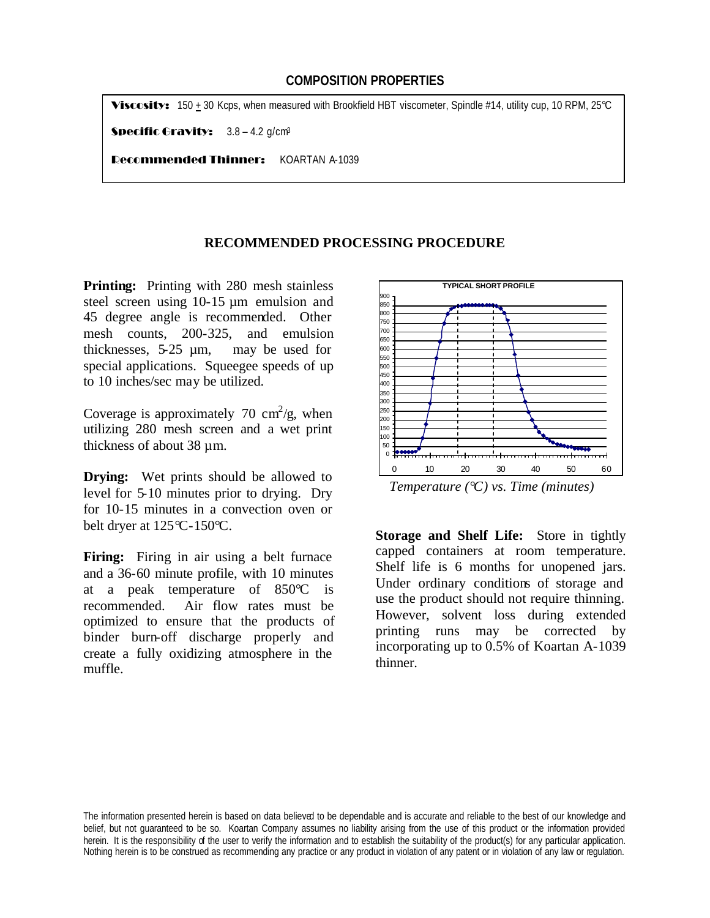## COMPOSITION PROPERTIES

**Viscosity:** 150 ± 30 Kcps, when measured with Brookfield HBT viscometer, Spindle #14, utility cup, 10 RPM, 25°C

**Specific Gravity:** 3.8 – 4.2 g/cm³

**Recommended Thinner:** KOARTAN A-1039

## RECOMMENDED PROCESSING PROCEDURE

**Printing:** Printing with 280 mesh stainless steel screen using 10-15 µm emulsion and 45 degree angle is recommended. Other mesh counts, 200-325, and emulsion thicknesses, 5-25 µm, may be used for special applications. Squeegee speeds of up to 10 inches/sec may be utilized.

Coverage is approximately 70 $cm^2$/g, when utilizing 280 mesh screen and a wet print thickness of about 38 µm.

**Drying:** Wet prints should be allowed to level for 5-10 minutes prior to drying. Dry for 10-15 minutes in a convection oven or belt dryer at 125°C-150°C.

**Firing:** Firing in air using a belt furnace and a 36-60 minute profile, with 10 minutes at a peak temperature of 850°C is recommended. Air flow rates must be optimized to ensure that the products of binder burn-off discharge properly and create a fully oxidizing atmosphere in the muffle.

TYPICAL SHORT PROFILE

900
850
800
750
700
650
600
550
500
450
400
350
300
250
200
150
100
50
0

0 10 20 30 40 50 60

*Temperature (°C) vs. Time (minutes)*

**Storage and Shelf Life:** Store in tightly capped containers at room temperature. Shelf life is 6 months for unopened jars. Under ordinary conditions of storage and use the product should not require thinning. However, solvent loss during extended printing runs may be corrected by incorporating up to 0.5% of Koartan A-1039 thinner.

The information presented herein is based on data believed to be dependable and is accurate and reliable to the best of our knowledge and belief, but not guaranteed to be so. Koartan Company assumes no liability arising from the use of this product or the information provided herein. It is the responsibility of the user to verify the information and to establish the suitability of the product(s) for any particular application. Nothing herein is to be construed as recommending any practice or any product in violation of any patent or in violation of any law or regulation.